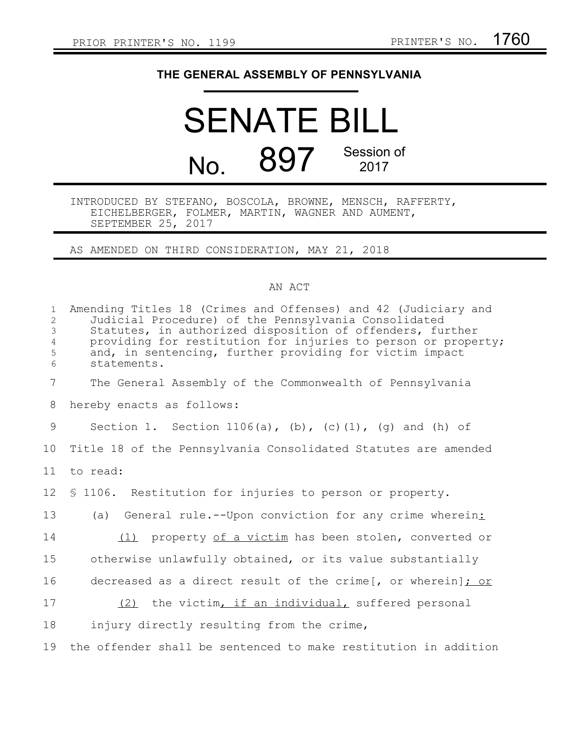PRIOR PRINTER'S NO. 1199 PRINTER'S NO. 1760

# THE GENERAL ASSEMBLY OF PENNSYLVANIA

# SENATE BILL

# No. 897 Session of 2017

INTRODUCED BY STEFANO, BOSCOLA, BROWNE, MENSCH, RAFFERTY, EICHELBERGER, FOLMER, MARTIN, WAGNER AND AUMENT, SEPTEMBER 25, 2017

AS AMENDED ON THIRD CONSIDERATION, MAY 21, 2018

## AN ACT

Amending Titles 18 (Crimes and Offenses) and 42 (Judiciary and Judicial Procedure) of the Pennsylvania Consolidated Statutes, in authorized disposition of offenders, further providing for restitution for injuries to person or property; and, in sentencing, further providing for victim impact statements.

The General Assembly of the Commonwealth of Pennsylvania hereby enacts as follows:

Section 1. Section 1106(a), (b), (c)(1), (g) and (h) of Title 18 of the Pennsylvania Consolidated Statutes are amended to read:

§ 1106. Restitution for injuries to person or property.

(a) General rule.--Upon conviction for any crime wherein:

(1) property of a victim has been stolen, converted or otherwise unlawfully obtained, or its value substantially decreased as a direct result of the crime[, or wherein]; or

(2) the victim, if an individual, suffered personal injury directly resulting from the crime,

the offender shall be sentenced to make restitution in addition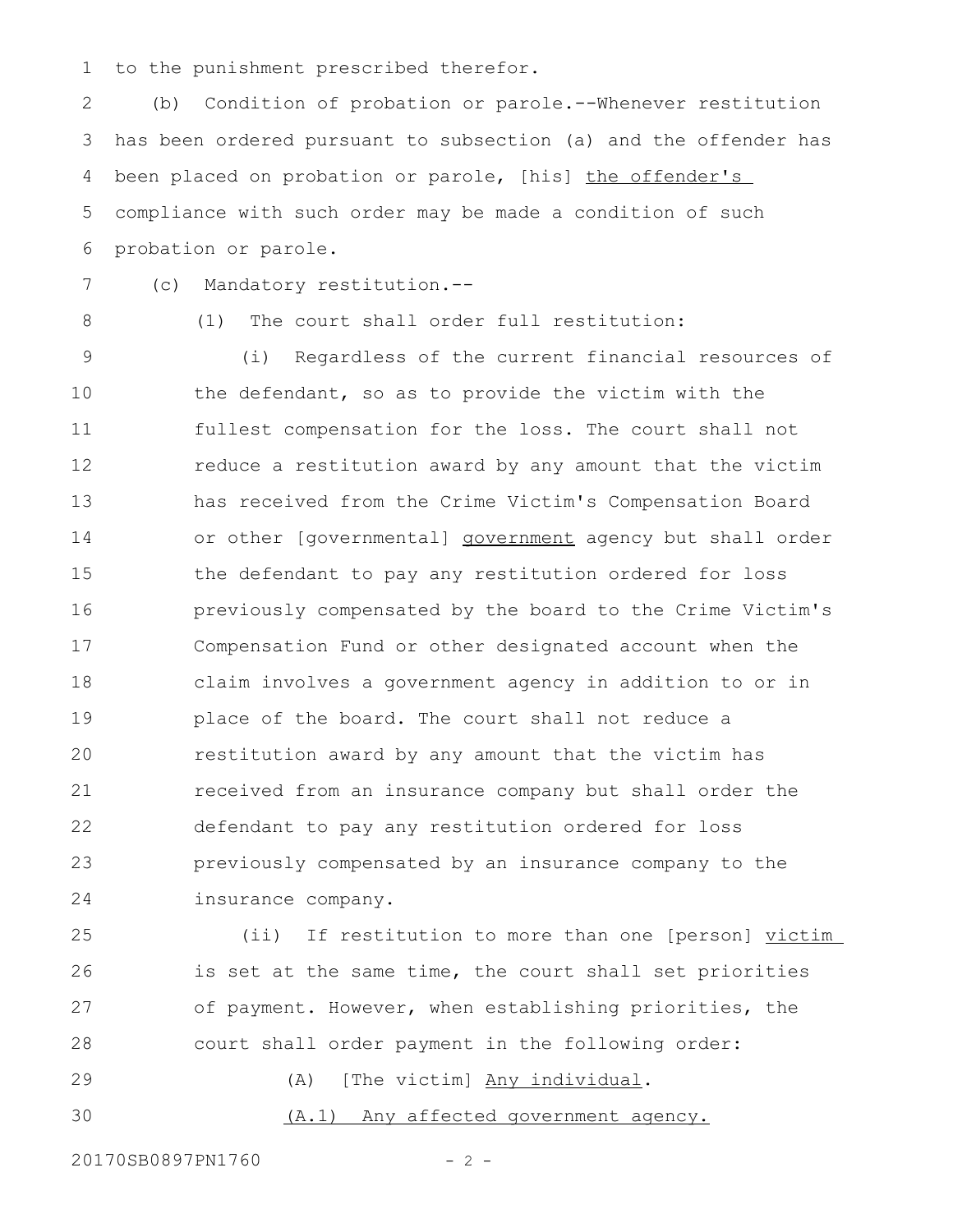to the punishment prescribed therefor.

(b) Condition of probation or parole.--Whenever restitution has been ordered pursuant to subsection (a) and the offender has been placed on probation or parole, [his] <u>the offender's</u> compliance with such order may be made a condition of such probation or parole.

(c) Mandatory restitution.--

(1) The court shall order full restitution:

(i) Regardless of the current financial resources of the defendant, so as to provide the victim with the fullest compensation for the loss. The court shall not reduce a restitution award by any amount that the victim has received from the Crime Victim's Compensation Board or other [governmental] <u>government</u> agency but shall order the defendant to pay any restitution ordered for loss previously compensated by the board to the Crime Victim's Compensation Fund or other designated account when the claim involves a government agency in addition to or in place of the board. The court shall not reduce a restitution award by any amount that the victim has received from an insurance company but shall order the defendant to pay any restitution ordered for loss previously compensated by an insurance company to the insurance company.

(ii) If restitution to more than one [person] <u>victim</u> is set at the same time, the court shall set priorities of payment. However, when establishing priorities, the court shall order payment in the following order:

(A) [The victim] <u>Any individual</u>.

<u>(A.1) Any affected government agency.</u>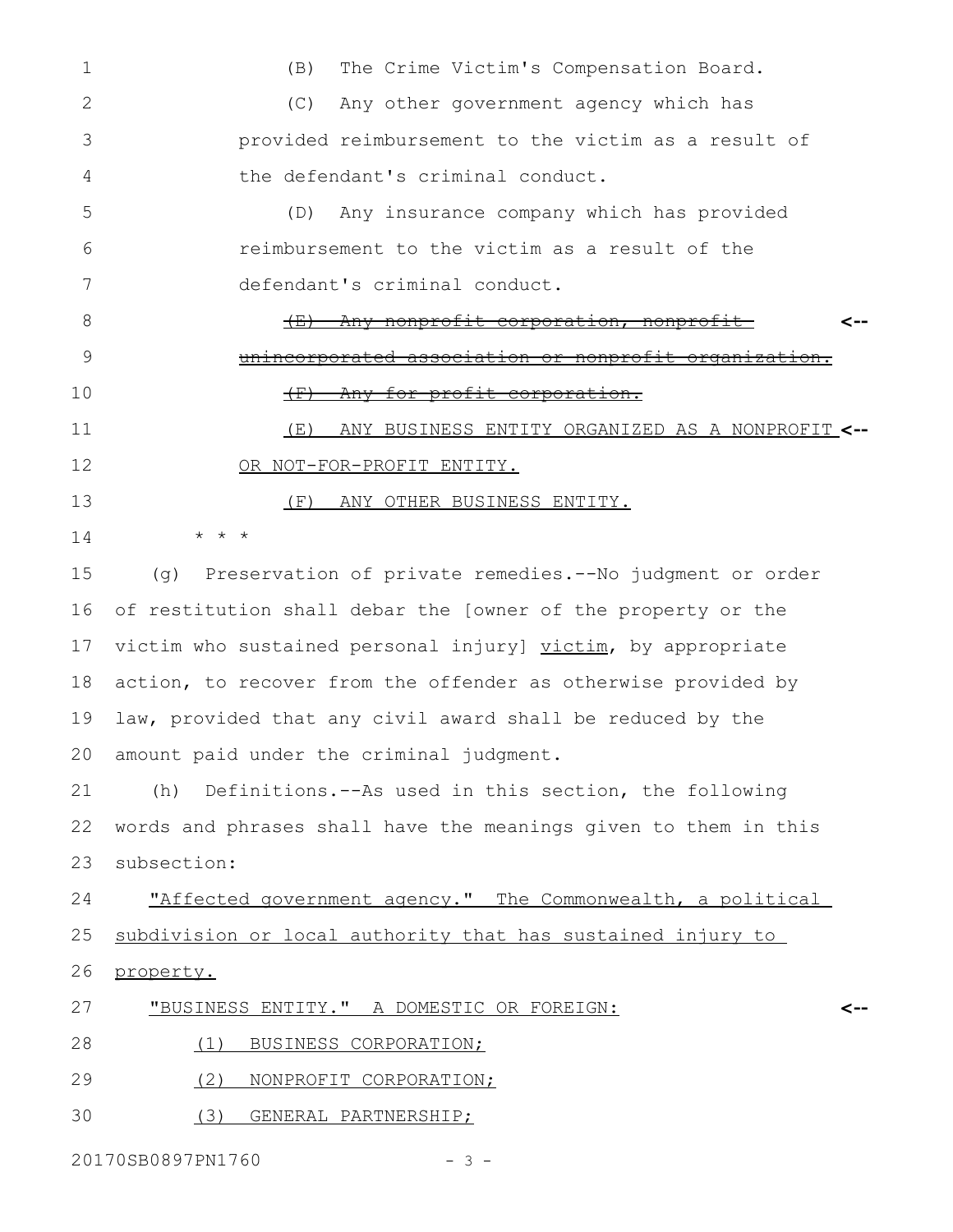(B) The Crime Victim's Compensation Board.

(C) Any other government agency which has provided reimbursement to the victim as a result of the defendant's criminal conduct.

(D) Any insurance company which has provided reimbursement to the victim as a result of the defendant's criminal conduct.

~~(E) Any nonprofit corporation, nonprofit unincorporated association or nonprofit organization.~~

~~(F) Any for profit corporation.~~

<u>(E) ANY BUSINESS ENTITY ORGANIZED AS A NONPROFIT OR NOT-FOR-PROFIT ENTITY.</u>

<u>(F) ANY OTHER BUSINESS ENTITY.</u>

\* \* \*

(g) Preservation of private remedies.--No judgment or order of restitution shall debar the [owner of the property or the victim who sustained personal injury] <u>victim</u>, by appropriate action, to recover from the offender as otherwise provided by law, provided that any civil award shall be reduced by the amount paid under the criminal judgment.

(h) Definitions.--As used in this section, the following words and phrases shall have the meanings given to them in this subsection:

<u>"Affected government agency." The Commonwealth, a political subdivision or local authority that has sustained injury to property.</u>

<u>"BUSINESS ENTITY." A DOMESTIC OR FOREIGN:</u>

<u>(1) BUSINESS CORPORATION;</u>

<u>(2) NONPROFIT CORPORATION;</u>

<u>(3) GENERAL PARTNERSHIP;</u>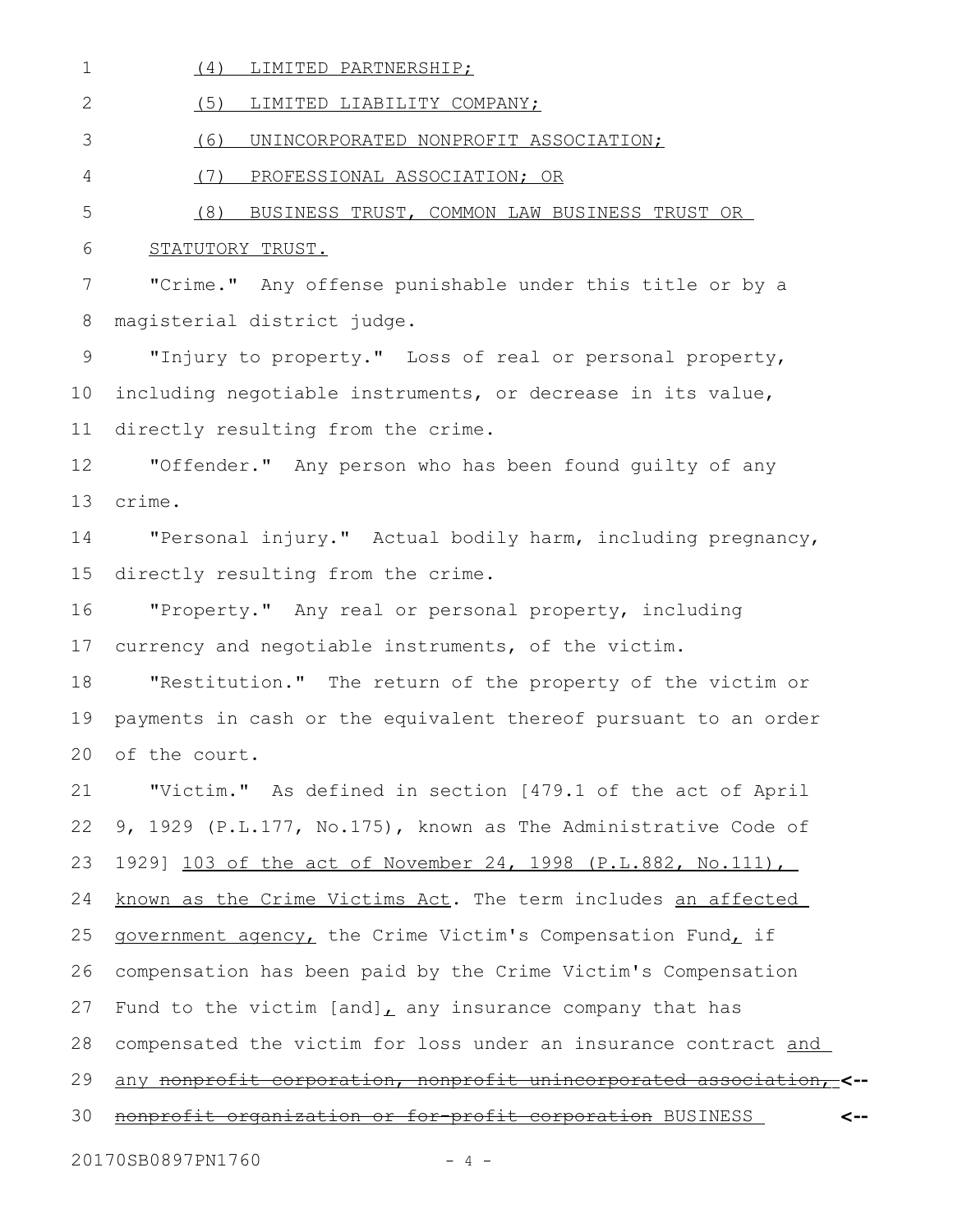(4) LIMITED PARTNERSHIP;

(5) LIMITED LIABILITY COMPANY;

(6) UNINCORPORATED NONPROFIT ASSOCIATION;

(7) PROFESSIONAL ASSOCIATION; OR

(8) BUSINESS TRUST, COMMON LAW BUSINESS TRUST OR STATUTORY TRUST.

"Crime." Any offense punishable under this title or by a magisterial district judge.

"Injury to property." Loss of real or personal property, including negotiable instruments, or decrease in its value, directly resulting from the crime.

"Offender." Any person who has been found guilty of any crime.

"Personal injury." Actual bodily harm, including pregnancy, directly resulting from the crime.

"Property." Any real or personal property, including currency and negotiable instruments, of the victim.

"Restitution." The return of the property of the victim or payments in cash or the equivalent thereof pursuant to an order of the court.

"Victim." As defined in section [479.1 of the act of April 9, 1929 (P.L.177, No.175), known as The Administrative Code of 1929] 103 of the act of November 24, 1998 (P.L.882, No.111), known as the Crime Victims Act. The term includes an affected government agency, the Crime Victim's Compensation Fund, if compensation has been paid by the Crime Victim's Compensation Fund to the victim [and], any insurance company that has compensated the victim for loss under an insurance contract and any ~~nonprofit corporation, nonprofit unincorporated association, nonprofit organization or for-profit corporation~~ BUSINESS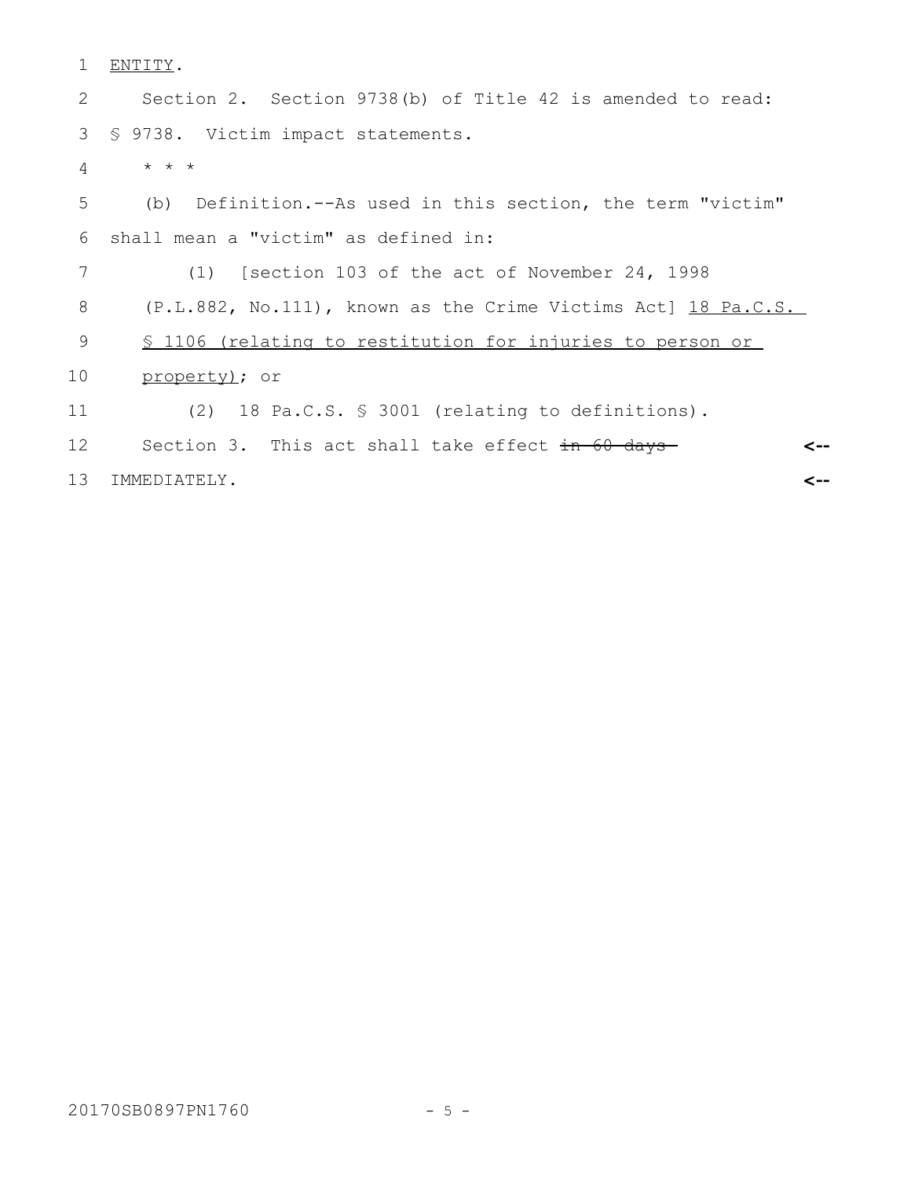ENTITY.

Section 2. Section 9738(b) of Title 42 is amended to read:

§ 9738. Victim impact statements.

\* \* \*

(b) Definition.--As used in this section, the term "victim" shall mean a "victim" as defined in:

(1) [section 103 of the act of November 24, 1998 (P.L.882, No.111), known as the Crime Victims Act] 18 Pa.C.S. § 1106 (relating to restitution for injuries to person or property); or

(2) 18 Pa.C.S. § 3001 (relating to definitions).

Section 3. This act shall take effect ~~in 60 days~~ IMMEDIATELY.